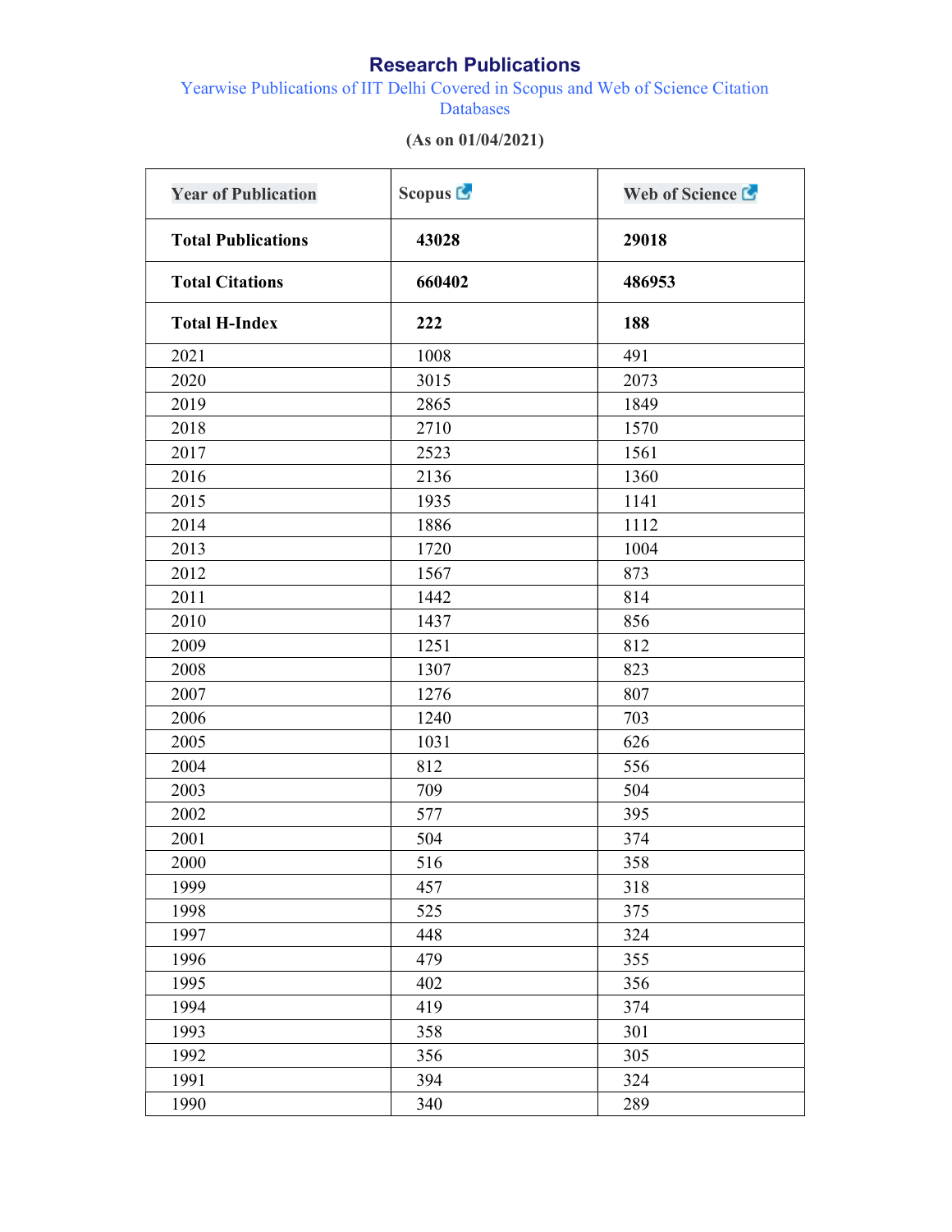# Research Publications

## Yearwise Publications of IIT Delhi Covered in Scopus and Web of Science Citation Databases

**(As on 01/04/2021)**

| Year of Publication | Scopus | Web of Science |
|---|---|---|
| **Total Publications** | **43028** | **29018** |
| **Total Citations** | **660402** | **486953** |
| **Total H-Index** | **222** | **188** |
| 2021 | 1008 | 491 |
| 2020 | 3015 | 2073 |
| 2019 | 2865 | 1849 |
| 2018 | 2710 | 1570 |
| 2017 | 2523 | 1561 |
| 2016 | 2136 | 1360 |
| 2015 | 1935 | 1141 |
| 2014 | 1886 | 1112 |
| 2013 | 1720 | 1004 |
| 2012 | 1567 | 873 |
| 2011 | 1442 | 814 |
| 2010 | 1437 | 856 |
| 2009 | 1251 | 812 |
| 2008 | 1307 | 823 |
| 2007 | 1276 | 807 |
| 2006 | 1240 | 703 |
| 2005 | 1031 | 626 |
| 2004 | 812 | 556 |
| 2003 | 709 | 504 |
| 2002 | 577 | 395 |
| 2001 | 504 | 374 |
| 2000 | 516 | 358 |
| 1999 | 457 | 318 |
| 1998 | 525 | 375 |
| 1997 | 448 | 324 |
| 1996 | 479 | 355 |
| 1995 | 402 | 356 |
| 1994 | 419 | 374 |
| 1993 | 358 | 301 |
| 1992 | 356 | 305 |
| 1991 | 394 | 324 |
| 1990 | 340 | 289 |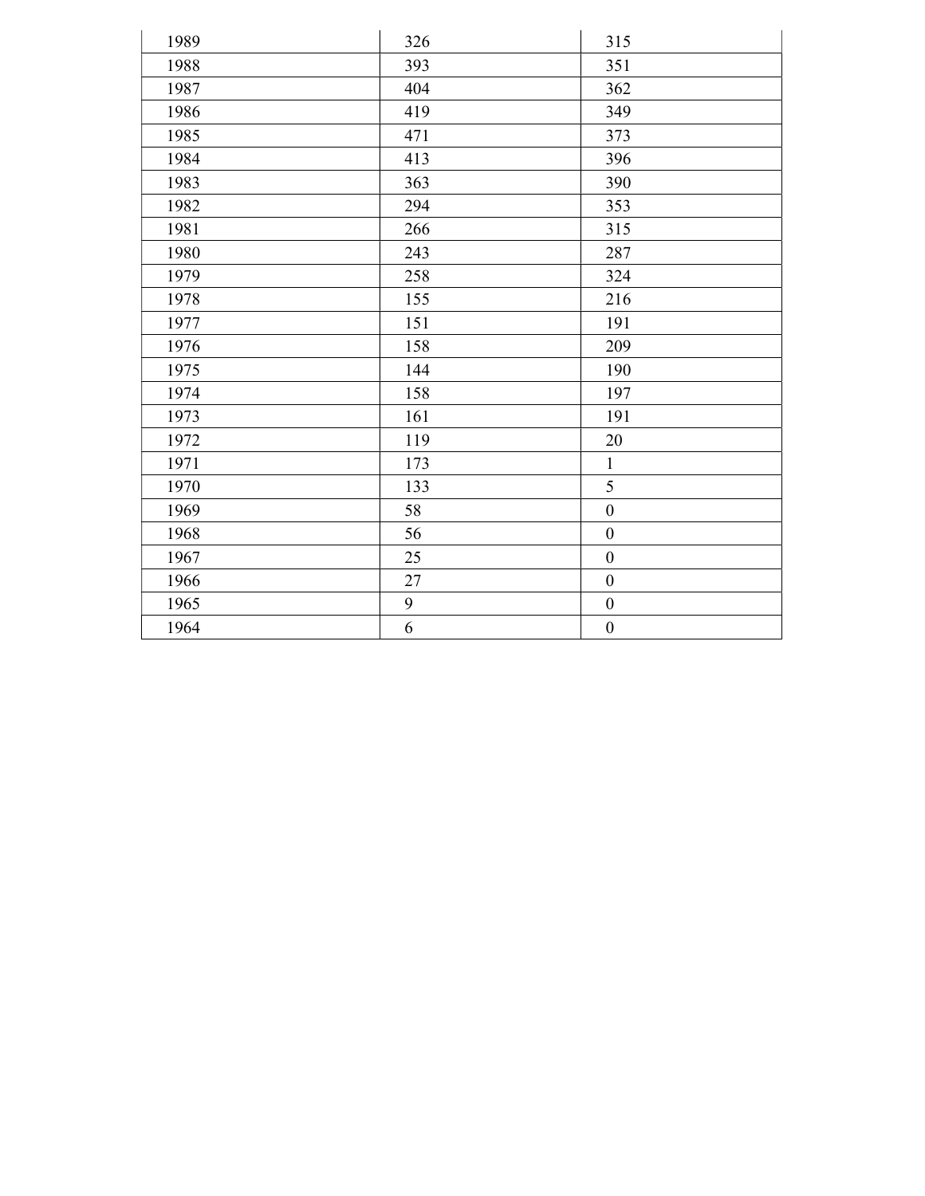| | | |
|---|---|---|
| 1989 | 326 | 315 |
| 1988 | 393 | 351 |
| 1987 | 404 | 362 |
| 1986 | 419 | 349 |
| 1985 | 471 | 373 |
| 1984 | 413 | 396 |
| 1983 | 363 | 390 |
| 1982 | 294 | 353 |
| 1981 | 266 | 315 |
| 1980 | 243 | 287 |
| 1979 | 258 | 324 |
| 1978 | 155 | 216 |
| 1977 | 151 | 191 |
| 1976 | 158 | 209 |
| 1975 | 144 | 190 |
| 1974 | 158 | 197 |
| 1973 | 161 | 191 |
| 1972 | 119 | 20 |
| 1971 | 173 | 1 |
| 1970 | 133 | 5 |
| 1969 | 58 | 0 |
| 1968 | 56 | 0 |
| 1967 | 25 | 0 |
| 1966 | 27 | 0 |
| 1965 | 9 | 0 |
| 1964 | 6 | 0 |